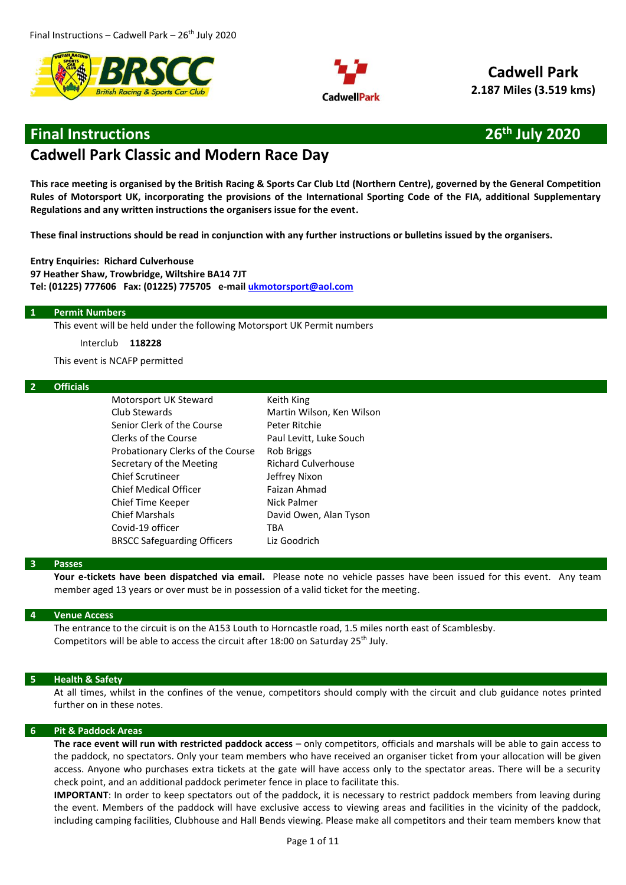**Cadwell Park**
**2.187 Miles (3.519 kms)**

# Final Instructions — 26th July 2020

## Cadwell Park Classic and Modern Race Day

**This race meeting is organised by the British Racing & Sports Car Club Ltd (Northern Centre), governed by the General Competition Rules of Motorsport UK, incorporating the provisions of the International Sporting Code of the FIA, additional Supplementary Regulations and any written instructions the organisers issue for the event.**

**These final instructions should be read in conjunction with any further instructions or bulletins issued by the organisers.**

**Entry Enquiries: Richard Culverhouse**
**97 Heather Shaw, Trowbridge, Wiltshire BA14 7JT**
**Tel: (01225) 777606 Fax: (01225) 775705 e-mail ukmotorsport@aol.com**

### 1 Permit Numbers

This event will be held under the following Motorsport UK Permit numbers

Interclub **118228**

This event is NCAFP permitted

### 2 Officials

| | |
|---|---|
| Motorsport UK Steward | Keith King |
| Club Stewards | Martin Wilson, Ken Wilson |
| Senior Clerk of the Course | Peter Ritchie |
| Clerks of the Course | Paul Levitt, Luke Souch |
| Probationary Clerks of the Course | Rob Briggs |
| Secretary of the Meeting | Richard Culverhouse |
| Chief Scrutineer | Jeffrey Nixon |
| Chief Medical Officer | Faizan Ahmad |
| Chief Time Keeper | Nick Palmer |
| Chief Marshals | David Owen, Alan Tyson |
| Covid-19 officer | TBA |
| BRSCC Safeguarding Officers | Liz Goodrich |

### 3 Passes

**Your e-tickets have been dispatched via email.** Please note no vehicle passes have been issued for this event. Any team member aged 13 years or over must be in possession of a valid ticket for the meeting.

### 4 Venue Access

The entrance to the circuit is on the A153 Louth to Horncastle road, 1.5 miles north east of Scamblesby.
Competitors will be able to access the circuit after 18:00 on Saturday 25th July.

### 5 Health & Safety

At all times, whilst in the confines of the venue, competitors should comply with the circuit and club guidance notes printed further on in these notes.

### 6 Pit & Paddock Areas

**The race event will run with restricted paddock access** – only competitors, officials and marshals will be able to gain access to the paddock, no spectators. Only your team members who have received an organiser ticket from your allocation will be given access. Anyone who purchases extra tickets at the gate will have access only to the spectator areas. There will be a security check point, and an additional paddock perimeter fence in place to facilitate this.

**IMPORTANT**: In order to keep spectators out of the paddock, it is necessary to restrict paddock members from leaving during the event. Members of the paddock will have exclusive access to viewing areas and facilities in the vicinity of the paddock, including camping facilities, Clubhouse and Hall Bends viewing. Please make all competitors and their team members know that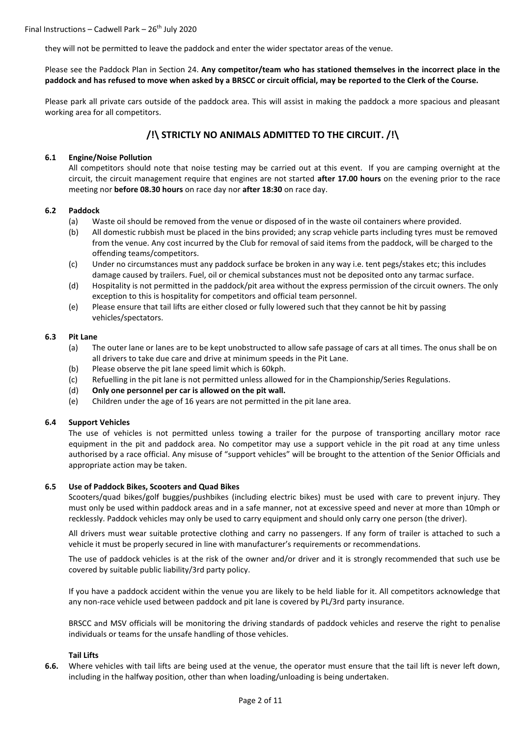they will not be permitted to leave the paddock and enter the wider spectator areas of the venue.

Please see the Paddock Plan in Section 24. **Any competitor/team who has stationed themselves in the incorrect place in the paddock and has refused to move when asked by a BRSCC or circuit official, may be reported to the Clerk of the Course.**

Please park all private cars outside of the paddock area. This will assist in making the paddock a more spacious and pleasant working area for all competitors.

## /!\ STRICTLY NO ANIMALS ADMITTED TO THE CIRCUIT. /!\

### 6.1 Engine/Noise Pollution

All competitors should note that noise testing may be carried out at this event. If you are camping overnight at the circuit, the circuit management require that engines are not started **after 17.00 hours** on the evening prior to the race meeting nor **before 08.30 hours** on race day nor **after 18:30** on race day.

### 6.2 Paddock

(a) Waste oil should be removed from the venue or disposed of in the waste oil containers where provided.

(b) All domestic rubbish must be placed in the bins provided; any scrap vehicle parts including tyres must be removed from the venue. Any cost incurred by the Club for removal of said items from the paddock, will be charged to the offending teams/competitors.

(c) Under no circumstances must any paddock surface be broken in any way i.e. tent pegs/stakes etc; this includes damage caused by trailers. Fuel, oil or chemical substances must not be deposited onto any tarmac surface.

(d) Hospitality is not permitted in the paddock/pit area without the express permission of the circuit owners. The only exception to this is hospitality for competitors and official team personnel.

(e) Please ensure that tail lifts are either closed or fully lowered such that they cannot be hit by passing vehicles/spectators.

### 6.3 Pit Lane

(a) The outer lane or lanes are to be kept unobstructed to allow safe passage of cars at all times. The onus shall be on all drivers to take due care and drive at minimum speeds in the Pit Lane.

(b) Please observe the pit lane speed limit which is 60kph.

(c) Refuelling in the pit lane is not permitted unless allowed for in the Championship/Series Regulations.

(d) **Only one personnel per car is allowed on the pit wall.**

(e) Children under the age of 16 years are not permitted in the pit lane area.

### 6.4 Support Vehicles

The use of vehicles is not permitted unless towing a trailer for the purpose of transporting ancillary motor race equipment in the pit and paddock area. No competitor may use a support vehicle in the pit road at any time unless authorised by a race official. Any misuse of "support vehicles" will be brought to the attention of the Senior Officials and appropriate action may be taken.

### 6.5 Use of Paddock Bikes, Scooters and Quad Bikes

Scooters/quad bikes/golf buggies/pushbikes (including electric bikes) must be used with care to prevent injury. They must only be used within paddock areas and in a safe manner, not at excessive speed and never at more than 10mph or recklessly. Paddock vehicles may only be used to carry equipment and should only carry one person (the driver).

All drivers must wear suitable protective clothing and carry no passengers. If any form of trailer is attached to such a vehicle it must be properly secured in line with manufacturer's requirements or recommendations.

The use of paddock vehicles is at the risk of the owner and/or driver and it is strongly recommended that such use be covered by suitable public liability/3rd party policy.

If you have a paddock accident within the venue you are likely to be held liable for it. All competitors acknowledge that any non-race vehicle used between paddock and pit lane is covered by PL/3rd party insurance.

BRSCC and MSV officials will be monitoring the driving standards of paddock vehicles and reserve the right to penalise individuals or teams for the unsafe handling of those vehicles.

### 6.6. Tail Lifts

Where vehicles with tail lifts are being used at the venue, the operator must ensure that the tail lift is never left down, including in the halfway position, other than when loading/unloading is being undertaken.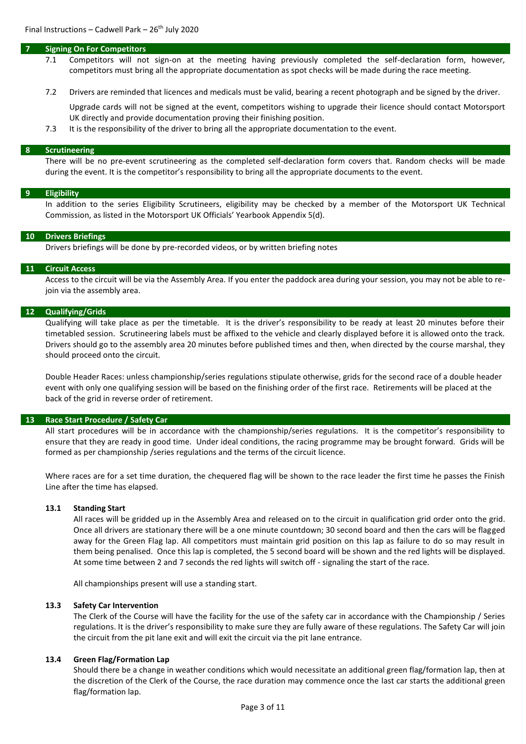## 7 Signing On For Competitors

7.1 Competitors will not sign-on at the meeting having previously completed the self-declaration form, however, competitors must bring all the appropriate documentation as spot checks will be made during the race meeting.

7.2 Drivers are reminded that licences and medicals must be valid, bearing a recent photograph and be signed by the driver.

Upgrade cards will not be signed at the event, competitors wishing to upgrade their licence should contact Motorsport UK directly and provide documentation proving their finishing position.

7.3 It is the responsibility of the driver to bring all the appropriate documentation to the event.

## 8 Scrutineering

There will be no pre-event scrutineering as the completed self-declaration form covers that. Random checks will be made during the event. It is the competitor's responsibility to bring all the appropriate documents to the event.

## 9 Eligibility

In addition to the series Eligibility Scrutineers, eligibility may be checked by a member of the Motorsport UK Technical Commission, as listed in the Motorsport UK Officials' Yearbook Appendix 5(d).

## 10 Drivers Briefings

Drivers briefings will be done by pre-recorded videos, or by written briefing notes

## 11 Circuit Access

Access to the circuit will be via the Assembly Area. If you enter the paddock area during your session, you may not be able to re-join via the assembly area.

## 12 Qualifying/Grids

Qualifying will take place as per the timetable. It is the driver's responsibility to be ready at least 20 minutes before their timetabled session. Scrutineering labels must be affixed to the vehicle and clearly displayed before it is allowed onto the track. Drivers should go to the assembly area 20 minutes before published times and then, when directed by the course marshal, they should proceed onto the circuit.

Double Header Races: unless championship/series regulations stipulate otherwise, grids for the second race of a double header event with only one qualifying session will be based on the finishing order of the first race. Retirements will be placed at the back of the grid in reverse order of retirement.

## 13 Race Start Procedure / Safety Car

All start procedures will be in accordance with the championship/series regulations. It is the competitor's responsibility to ensure that they are ready in good time. Under ideal conditions, the racing programme may be brought forward. Grids will be formed as per championship /series regulations and the terms of the circuit licence.

Where races are for a set time duration, the chequered flag will be shown to the race leader the first time he passes the Finish Line after the time has elapsed.

### 13.1 Standing Start

All races will be gridded up in the Assembly Area and released on to the circuit in qualification grid order onto the grid. Once all drivers are stationary there will be a one minute countdown; 30 second board and then the cars will be flagged away for the Green Flag lap. All competitors must maintain grid position on this lap as failure to do so may result in them being penalised. Once this lap is completed, the 5 second board will be shown and the red lights will be displayed. At some time between 2 and 7 seconds the red lights will switch off - signaling the start of the race.

All championships present will use a standing start.

### 13.3 Safety Car Intervention

The Clerk of the Course will have the facility for the use of the safety car in accordance with the Championship / Series regulations. It is the driver's responsibility to make sure they are fully aware of these regulations. The Safety Car will join the circuit from the pit lane exit and will exit the circuit via the pit lane entrance.

### 13.4 Green Flag/Formation Lap

Should there be a change in weather conditions which would necessitate an additional green flag/formation lap, then at the discretion of the Clerk of the Course, the race duration may commence once the last car starts the additional green flag/formation lap.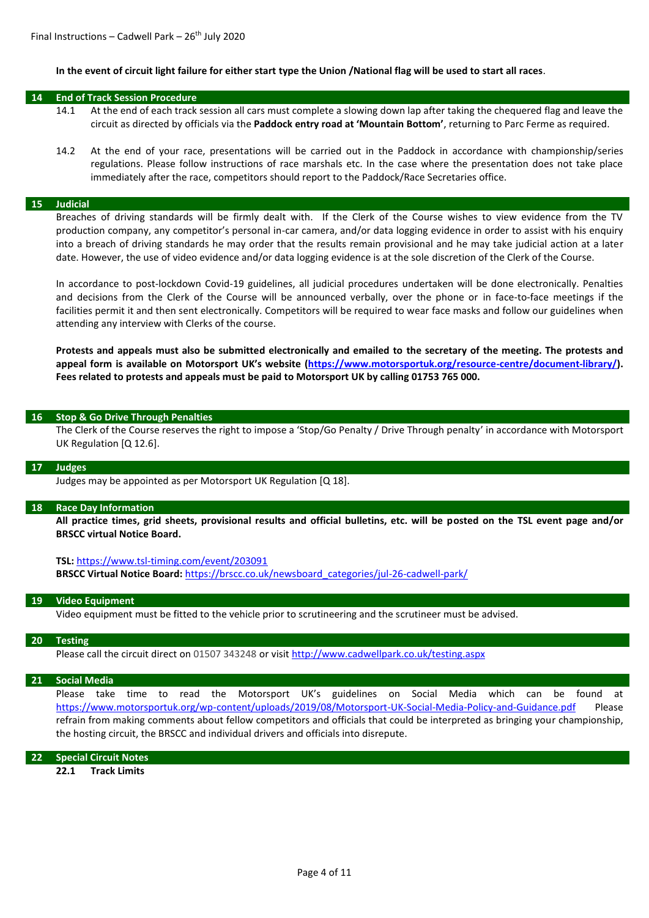**In the event of circuit light failure for either start type the Union /National flag will be used to start all races**.

## 14 End of Track Session Procedure

14.1 At the end of each track session all cars must complete a slowing down lap after taking the chequered flag and leave the circuit as directed by officials via the **Paddock entry road at 'Mountain Bottom'**, returning to Parc Ferme as required.

14.2 At the end of your race, presentations will be carried out in the Paddock in accordance with championship/series regulations. Please follow instructions of race marshals etc. In the case where the presentation does not take place immediately after the race, competitors should report to the Paddock/Race Secretaries office.

## 15 Judicial

Breaches of driving standards will be firmly dealt with. If the Clerk of the Course wishes to view evidence from the TV production company, any competitor's personal in-car camera, and/or data logging evidence in order to assist with his enquiry into a breach of driving standards he may order that the results remain provisional and he may take judicial action at a later date. However, the use of video evidence and/or data logging evidence is at the sole discretion of the Clerk of the Course.

In accordance to post-lockdown Covid-19 guidelines, all judicial procedures undertaken will be done electronically. Penalties and decisions from the Clerk of the Course will be announced verbally, over the phone or in face-to-face meetings if the facilities permit it and then sent electronically. Competitors will be required to wear face masks and follow our guidelines when attending any interview with Clerks of the course.

**Protests and appeals must also be submitted electronically and emailed to the secretary of the meeting. The protests and appeal form is available on Motorsport UK's website (https://www.motorsportuk.org/resource-centre/document-library/). Fees related to protests and appeals must be paid to Motorsport UK by calling 01753 765 000.**

## 16 Stop & Go Drive Through Penalties

The Clerk of the Course reserves the right to impose a 'Stop/Go Penalty / Drive Through penalty' in accordance with Motorsport UK Regulation [Q 12.6].

## 17 Judges

Judges may be appointed as per Motorsport UK Regulation [Q 18].

## 18 Race Day Information

**All practice times, grid sheets, provisional results and official bulletins, etc. will be posted on the TSL event page and/or BRSCC virtual Notice Board.**

**TSL:** https://www.tsl-timing.com/event/203091
**BRSCC Virtual Notice Board:** https://brscc.co.uk/newsboard_categories/jul-26-cadwell-park/

## 19 Video Equipment

Video equipment must be fitted to the vehicle prior to scrutineering and the scrutineer must be advised.

## 20 Testing

Please call the circuit direct on 01507 343248 or visit http://www.cadwellpark.co.uk/testing.aspx

## 21 Social Media

Please take time to read the Motorsport UK's guidelines on Social Media which can be found at https://www.motorsportuk.org/wp-content/uploads/2019/08/Motorsport-UK-Social-Media-Policy-and-Guidance.pdf Please refrain from making comments about fellow competitors and officials that could be interpreted as bringing your championship, the hosting circuit, the BRSCC and individual drivers and officials into disrepute.

## 22 Special Circuit Notes

**22.1 Track Limits**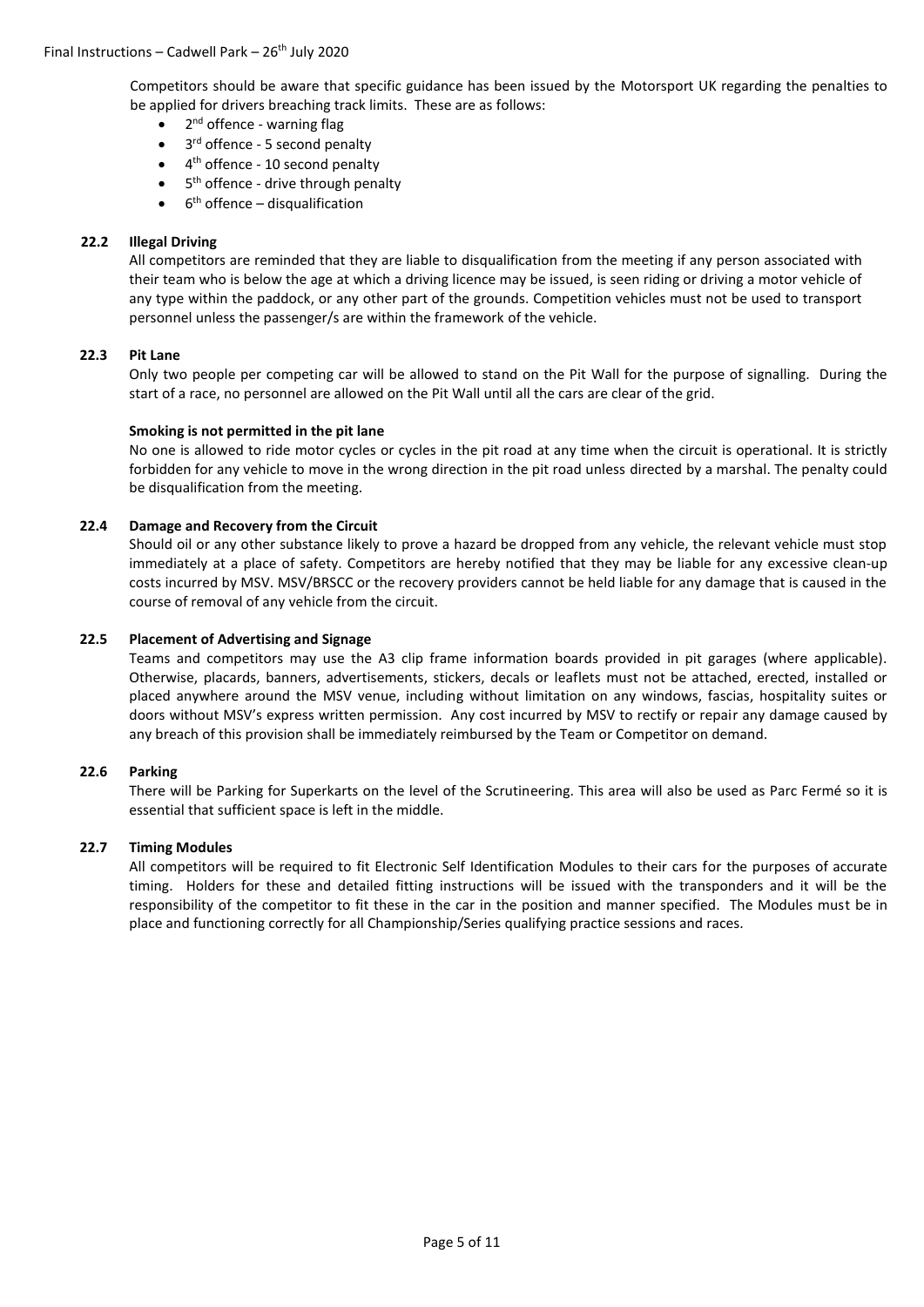Competitors should be aware that specific guidance has been issued by the Motorsport UK regarding the penalties to be applied for drivers breaching track limits. These are as follows:

- 2nd offence - warning flag
- 3rd offence - 5 second penalty
- 4th offence - 10 second penalty
- 5th offence - drive through penalty
- 6th offence – disqualification

### 22.2 Illegal Driving

All competitors are reminded that they are liable to disqualification from the meeting if any person associated with their team who is below the age at which a driving licence may be issued, is seen riding or driving a motor vehicle of any type within the paddock, or any other part of the grounds. Competition vehicles must not be used to transport personnel unless the passenger/s are within the framework of the vehicle.

### 22.3 Pit Lane

Only two people per competing car will be allowed to stand on the Pit Wall for the purpose of signalling. During the start of a race, no personnel are allowed on the Pit Wall until all the cars are clear of the grid.

**Smoking is not permitted in the pit lane**

No one is allowed to ride motor cycles or cycles in the pit road at any time when the circuit is operational. It is strictly forbidden for any vehicle to move in the wrong direction in the pit road unless directed by a marshal. The penalty could be disqualification from the meeting.

### 22.4 Damage and Recovery from the Circuit

Should oil or any other substance likely to prove a hazard be dropped from any vehicle, the relevant vehicle must stop immediately at a place of safety. Competitors are hereby notified that they may be liable for any excessive clean-up costs incurred by MSV. MSV/BRSCC or the recovery providers cannot be held liable for any damage that is caused in the course of removal of any vehicle from the circuit.

### 22.5 Placement of Advertising and Signage

Teams and competitors may use the A3 clip frame information boards provided in pit garages (where applicable). Otherwise, placards, banners, advertisements, stickers, decals or leaflets must not be attached, erected, installed or placed anywhere around the MSV venue, including without limitation on any windows, fascias, hospitality suites or doors without MSV's express written permission. Any cost incurred by MSV to rectify or repair any damage caused by any breach of this provision shall be immediately reimbursed by the Team or Competitor on demand.

### 22.6 Parking

There will be Parking for Superkarts on the level of the Scrutineering. This area will also be used as Parc Fermé so it is essential that sufficient space is left in the middle.

### 22.7 Timing Modules

All competitors will be required to fit Electronic Self Identification Modules to their cars for the purposes of accurate timing. Holders for these and detailed fitting instructions will be issued with the transponders and it will be the responsibility of the competitor to fit these in the car in the position and manner specified. The Modules must be in place and functioning correctly for all Championship/Series qualifying practice sessions and races.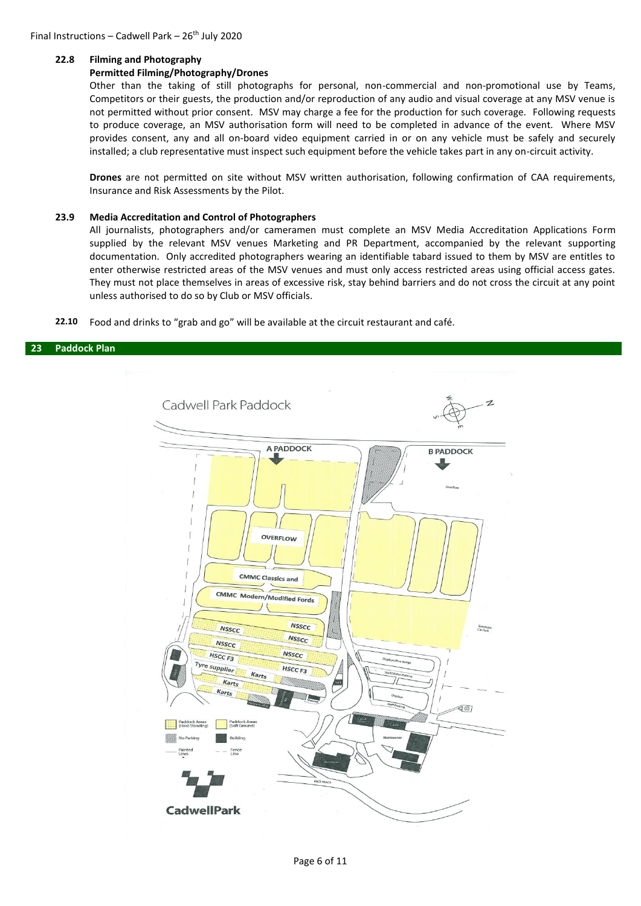### 22.8 Filming and Photography

**Permitted Filming/Photography/Drones**

Other than the taking of still photographs for personal, non-commercial and non-promotional use by Teams, Competitors or their guests, the production and/or reproduction of any audio and visual coverage at any MSV venue is not permitted without prior consent. MSV may charge a fee for the production for such coverage. Following requests to produce coverage, an MSV authorisation form will need to be completed in advance of the event. Where MSV provides consent, any and all on-board video equipment carried in or on any vehicle must be safely and securely installed; a club representative must inspect such equipment before the vehicle takes part in any on-circuit activity.

**Drones** are not permitted on site without MSV written authorisation, following confirmation of CAA requirements, Insurance and Risk Assessments by the Pilot.

### 23.9 Media Accreditation and Control of Photographers

All journalists, photographers and/or cameramen must complete an MSV Media Accreditation Applications Form supplied by the relevant MSV venues Marketing and PR Department, accompanied by the relevant supporting documentation. Only accredited photographers wearing an identifiable tabard issued to them by MSV are entitles to enter otherwise restricted areas of the MSV venues and must only access restricted areas using official access gates. They must not place themselves in areas of excessive risk, stay behind barriers and do not cross the circuit at any point unless authorised to do so by Club or MSV officials.

**22.10** Food and drinks to "grab and go" will be available at the circuit restaurant and café.

## 23 Paddock Plan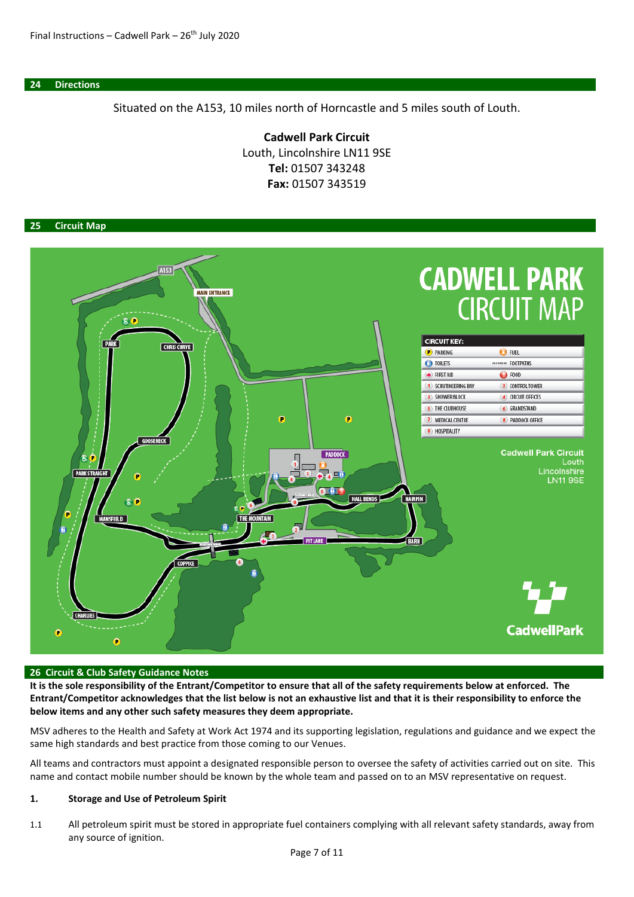## 24 Directions

Situated on the A153, 10 miles north of Horncastle and 5 miles south of Louth.

**Cadwell Park Circuit**
Louth, Lincolnshire LN11 9SE
**Tel:** 01507 343248
**Fax:** 01507 343519

## 25 Circuit Map

## 26 Circuit & Club Safety Guidance Notes

**It is the sole responsibility of the Entrant/Competitor to ensure that all of the safety requirements below at enforced. The Entrant/Competitor acknowledges that the list below is not an exhaustive list and that it is their responsibility to enforce the below items and any other such safety measures they deem appropriate.**

MSV adheres to the Health and Safety at Work Act 1974 and its supporting legislation, regulations and guidance and we expect the same high standards and best practice from those coming to our Venues.

All teams and contractors must appoint a designated responsible person to oversee the safety of activities carried out on site. This name and contact mobile number should be known by the whole team and passed on to an MSV representative on request.

### 1. Storage and Use of Petroleum Spirit

1.1 All petroleum spirit must be stored in appropriate fuel containers complying with all relevant safety standards, away from any source of ignition.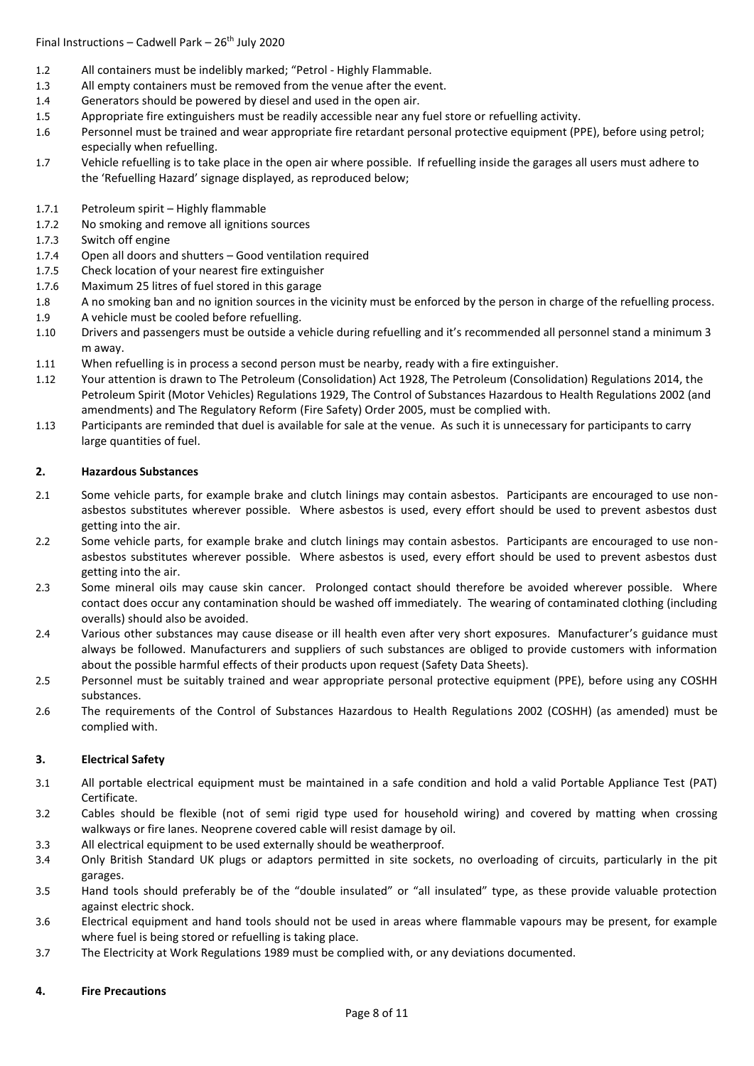1.2 All containers must be indelibly marked; "Petrol - Highly Flammable.

1.3 All empty containers must be removed from the venue after the event.

1.4 Generators should be powered by diesel and used in the open air.

1.5 Appropriate fire extinguishers must be readily accessible near any fuel store or refuelling activity.

1.6 Personnel must be trained and wear appropriate fire retardant personal protective equipment (PPE), before using petrol; especially when refuelling.

1.7 Vehicle refuelling is to take place in the open air where possible. If refuelling inside the garages all users must adhere to the 'Refuelling Hazard' signage displayed, as reproduced below;

1.7.1 Petroleum spirit – Highly flammable

1.7.2 No smoking and remove all ignitions sources

1.7.3 Switch off engine

1.7.4 Open all doors and shutters – Good ventilation required

1.7.5 Check location of your nearest fire extinguisher

1.7.6 Maximum 25 litres of fuel stored in this garage

1.8 A no smoking ban and no ignition sources in the vicinity must be enforced by the person in charge of the refuelling process.

1.9 A vehicle must be cooled before refuelling.

1.10 Drivers and passengers must be outside a vehicle during refuelling and it's recommended all personnel stand a minimum 3 m away.

1.11 When refuelling is in process a second person must be nearby, ready with a fire extinguisher.

1.12 Your attention is drawn to The Petroleum (Consolidation) Act 1928, The Petroleum (Consolidation) Regulations 2014, the Petroleum Spirit (Motor Vehicles) Regulations 1929, The Control of Substances Hazardous to Health Regulations 2002 (and amendments) and The Regulatory Reform (Fire Safety) Order 2005, must be complied with.

1.13 Participants are reminded that duel is available for sale at the venue. As such it is unnecessary for participants to carry large quantities of fuel.

## 2. Hazardous Substances

2.1 Some vehicle parts, for example brake and clutch linings may contain asbestos. Participants are encouraged to use non-asbestos substitutes wherever possible. Where asbestos is used, every effort should be used to prevent asbestos dust getting into the air.

2.2 Some vehicle parts, for example brake and clutch linings may contain asbestos. Participants are encouraged to use non-asbestos substitutes wherever possible. Where asbestos is used, every effort should be used to prevent asbestos dust getting into the air.

2.3 Some mineral oils may cause skin cancer. Prolonged contact should therefore be avoided wherever possible. Where contact does occur any contamination should be washed off immediately. The wearing of contaminated clothing (including overalls) should also be avoided.

2.4 Various other substances may cause disease or ill health even after very short exposures. Manufacturer's guidance must always be followed. Manufacturers and suppliers of such substances are obliged to provide customers with information about the possible harmful effects of their products upon request (Safety Data Sheets).

2.5 Personnel must be suitably trained and wear appropriate personal protective equipment (PPE), before using any COSHH substances.

2.6 The requirements of the Control of Substances Hazardous to Health Regulations 2002 (COSHH) (as amended) must be complied with.

## 3. Electrical Safety

3.1 All portable electrical equipment must be maintained in a safe condition and hold a valid Portable Appliance Test (PAT) Certificate.

3.2 Cables should be flexible (not of semi rigid type used for household wiring) and covered by matting when crossing walkways or fire lanes. Neoprene covered cable will resist damage by oil.

3.3 All electrical equipment to be used externally should be weatherproof.

3.4 Only British Standard UK plugs or adaptors permitted in site sockets, no overloading of circuits, particularly in the pit garages.

3.5 Hand tools should preferably be of the "double insulated" or "all insulated" type, as these provide valuable protection against electric shock.

3.6 Electrical equipment and hand tools should not be used in areas where flammable vapours may be present, for example where fuel is being stored or refuelling is taking place.

3.7 The Electricity at Work Regulations 1989 must be complied with, or any deviations documented.

## 4. Fire Precautions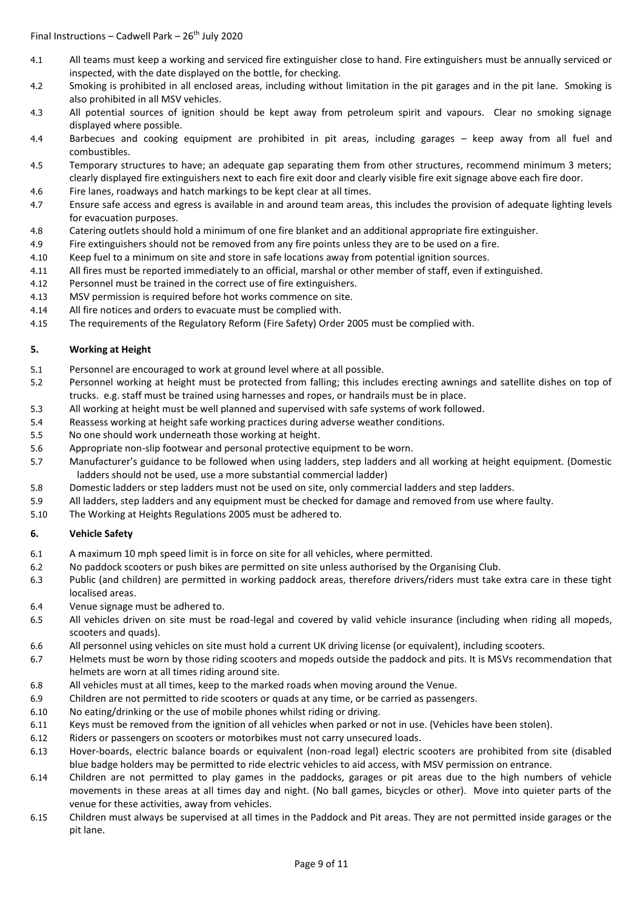4.1 All teams must keep a working and serviced fire extinguisher close to hand. Fire extinguishers must be annually serviced or inspected, with the date displayed on the bottle, for checking.

4.2 Smoking is prohibited in all enclosed areas, including without limitation in the pit garages and in the pit lane. Smoking is also prohibited in all MSV vehicles.

4.3 All potential sources of ignition should be kept away from petroleum spirit and vapours. Clear no smoking signage displayed where possible.

4.4 Barbecues and cooking equipment are prohibited in pit areas, including garages – keep away from all fuel and combustibles.

4.5 Temporary structures to have; an adequate gap separating them from other structures, recommend minimum 3 meters; clearly displayed fire extinguishers next to each fire exit door and clearly visible fire exit signage above each fire door.

4.6 Fire lanes, roadways and hatch markings to be kept clear at all times.

4.7 Ensure safe access and egress is available in and around team areas, this includes the provision of adequate lighting levels for evacuation purposes.

4.8 Catering outlets should hold a minimum of one fire blanket and an additional appropriate fire extinguisher.

4.9 Fire extinguishers should not be removed from any fire points unless they are to be used on a fire.

4.10 Keep fuel to a minimum on site and store in safe locations away from potential ignition sources.

4.11 All fires must be reported immediately to an official, marshal or other member of staff, even if extinguished.

4.12 Personnel must be trained in the correct use of fire extinguishers.

4.13 MSV permission is required before hot works commence on site.

4.14 All fire notices and orders to evacuate must be complied with.

4.15 The requirements of the Regulatory Reform (Fire Safety) Order 2005 must be complied with.

## 5. Working at Height

5.1 Personnel are encouraged to work at ground level where at all possible.

5.2 Personnel working at height must be protected from falling; this includes erecting awnings and satellite dishes on top of trucks. e.g. staff must be trained using harnesses and ropes, or handrails must be in place.

5.3 All working at height must be well planned and supervised with safe systems of work followed.

5.4 Reassess working at height safe working practices during adverse weather conditions.

5.5 No one should work underneath those working at height.

5.6 Appropriate non-slip footwear and personal protective equipment to be worn.

5.7 Manufacturer's guidance to be followed when using ladders, step ladders and all working at height equipment. (Domestic ladders should not be used, use a more substantial commercial ladder)

5.8 Domestic ladders or step ladders must not be used on site, only commercial ladders and step ladders.

5.9 All ladders, step ladders and any equipment must be checked for damage and removed from use where faulty.

5.10 The Working at Heights Regulations 2005 must be adhered to.

## 6. Vehicle Safety

6.1 A maximum 10 mph speed limit is in force on site for all vehicles, where permitted.

6.2 No paddock scooters or push bikes are permitted on site unless authorised by the Organising Club.

6.3 Public (and children) are permitted in working paddock areas, therefore drivers/riders must take extra care in these tight localised areas.

6.4 Venue signage must be adhered to.

6.5 All vehicles driven on site must be road-legal and covered by valid vehicle insurance (including when riding all mopeds, scooters and quads).

6.6 All personnel using vehicles on site must hold a current UK driving license (or equivalent), including scooters.

6.7 Helmets must be worn by those riding scooters and mopeds outside the paddock and pits. It is MSVs recommendation that helmets are worn at all times riding around site.

6.8 All vehicles must at all times, keep to the marked roads when moving around the Venue.

6.9 Children are not permitted to ride scooters or quads at any time, or be carried as passengers.

6.10 No eating/drinking or the use of mobile phones whilst riding or driving.

6.11 Keys must be removed from the ignition of all vehicles when parked or not in use. (Vehicles have been stolen).

6.12 Riders or passengers on scooters or motorbikes must not carry unsecured loads.

6.13 Hover-boards, electric balance boards or equivalent (non-road legal) electric scooters are prohibited from site (disabled blue badge holders may be permitted to ride electric vehicles to aid access, with MSV permission on entrance.

6.14 Children are not permitted to play games in the paddocks, garages or pit areas due to the high numbers of vehicle movements in these areas at all times day and night. (No ball games, bicycles or other). Move into quieter parts of the venue for these activities, away from vehicles.

6.15 Children must always be supervised at all times in the Paddock and Pit areas. They are not permitted inside garages or the pit lane.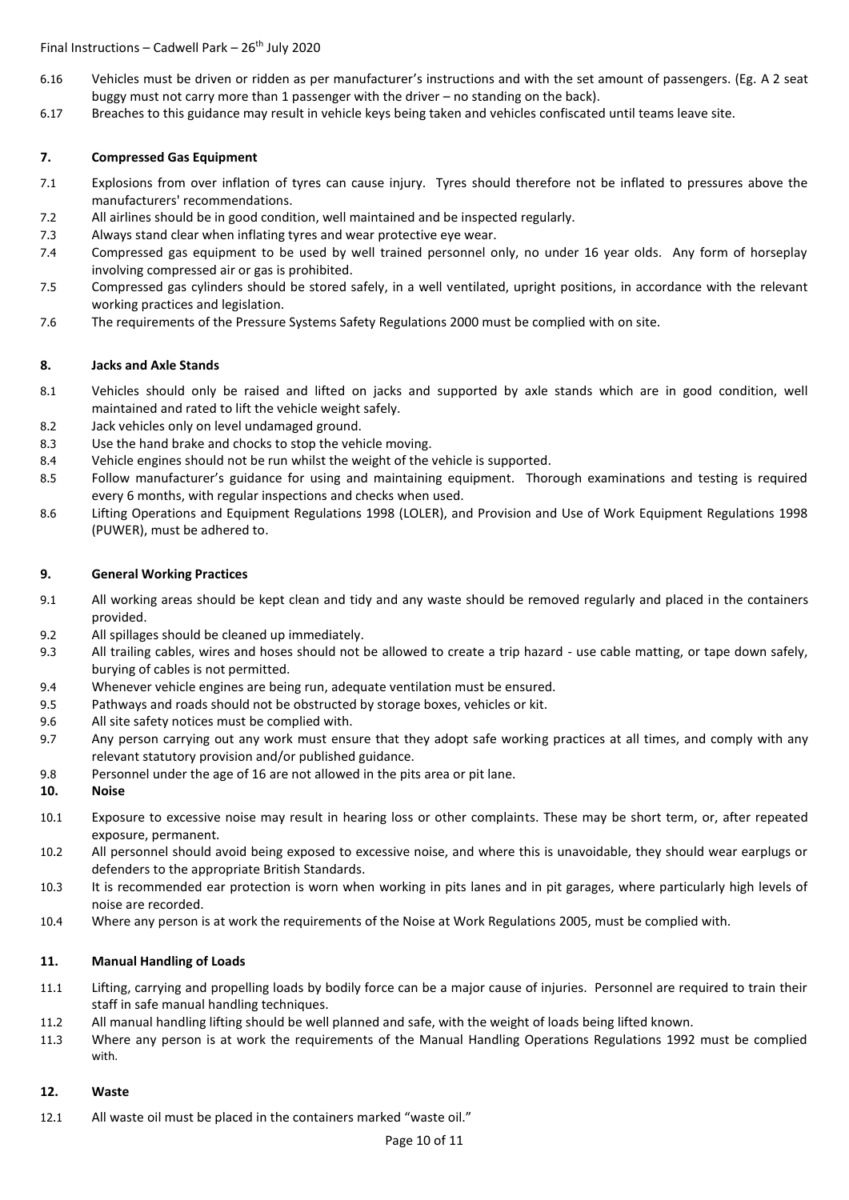6.16 Vehicles must be driven or ridden as per manufacturer's instructions and with the set amount of passengers. (Eg. A 2 seat buggy must not carry more than 1 passenger with the driver – no standing on the back).

6.17 Breaches to this guidance may result in vehicle keys being taken and vehicles confiscated until teams leave site.

## 7. Compressed Gas Equipment

7.1 Explosions from over inflation of tyres can cause injury. Tyres should therefore not be inflated to pressures above the manufacturers' recommendations.

7.2 All airlines should be in good condition, well maintained and be inspected regularly.

7.3 Always stand clear when inflating tyres and wear protective eye wear.

7.4 Compressed gas equipment to be used by well trained personnel only, no under 16 year olds. Any form of horseplay involving compressed air or gas is prohibited.

7.5 Compressed gas cylinders should be stored safely, in a well ventilated, upright positions, in accordance with the relevant working practices and legislation.

7.6 The requirements of the Pressure Systems Safety Regulations 2000 must be complied with on site.

## 8. Jacks and Axle Stands

8.1 Vehicles should only be raised and lifted on jacks and supported by axle stands which are in good condition, well maintained and rated to lift the vehicle weight safely.

8.2 Jack vehicles only on level undamaged ground.

8.3 Use the hand brake and chocks to stop the vehicle moving.

8.4 Vehicle engines should not be run whilst the weight of the vehicle is supported.

8.5 Follow manufacturer's guidance for using and maintaining equipment. Thorough examinations and testing is required every 6 months, with regular inspections and checks when used.

8.6 Lifting Operations and Equipment Regulations 1998 (LOLER), and Provision and Use of Work Equipment Regulations 1998 (PUWER), must be adhered to.

## 9. General Working Practices

9.1 All working areas should be kept clean and tidy and any waste should be removed regularly and placed in the containers provided.

9.2 All spillages should be cleaned up immediately.

9.3 All trailing cables, wires and hoses should not be allowed to create a trip hazard - use cable matting, or tape down safely, burying of cables is not permitted.

9.4 Whenever vehicle engines are being run, adequate ventilation must be ensured.

9.5 Pathways and roads should not be obstructed by storage boxes, vehicles or kit.

9.6 All site safety notices must be complied with.

9.7 Any person carrying out any work must ensure that they adopt safe working practices at all times, and comply with any relevant statutory provision and/or published guidance.

9.8 Personnel under the age of 16 are not allowed in the pits area or pit lane.

## 10. Noise

10.1 Exposure to excessive noise may result in hearing loss or other complaints. These may be short term, or, after repeated exposure, permanent.

10.2 All personnel should avoid being exposed to excessive noise, and where this is unavoidable, they should wear earplugs or defenders to the appropriate British Standards.

10.3 It is recommended ear protection is worn when working in pits lanes and in pit garages, where particularly high levels of noise are recorded.

10.4 Where any person is at work the requirements of the Noise at Work Regulations 2005, must be complied with.

## 11. Manual Handling of Loads

11.1 Lifting, carrying and propelling loads by bodily force can be a major cause of injuries. Personnel are required to train their staff in safe manual handling techniques.

11.2 All manual handling lifting should be well planned and safe, with the weight of loads being lifted known.

11.3 Where any person is at work the requirements of the Manual Handling Operations Regulations 1992 must be complied with.

## 12. Waste

12.1 All waste oil must be placed in the containers marked "waste oil."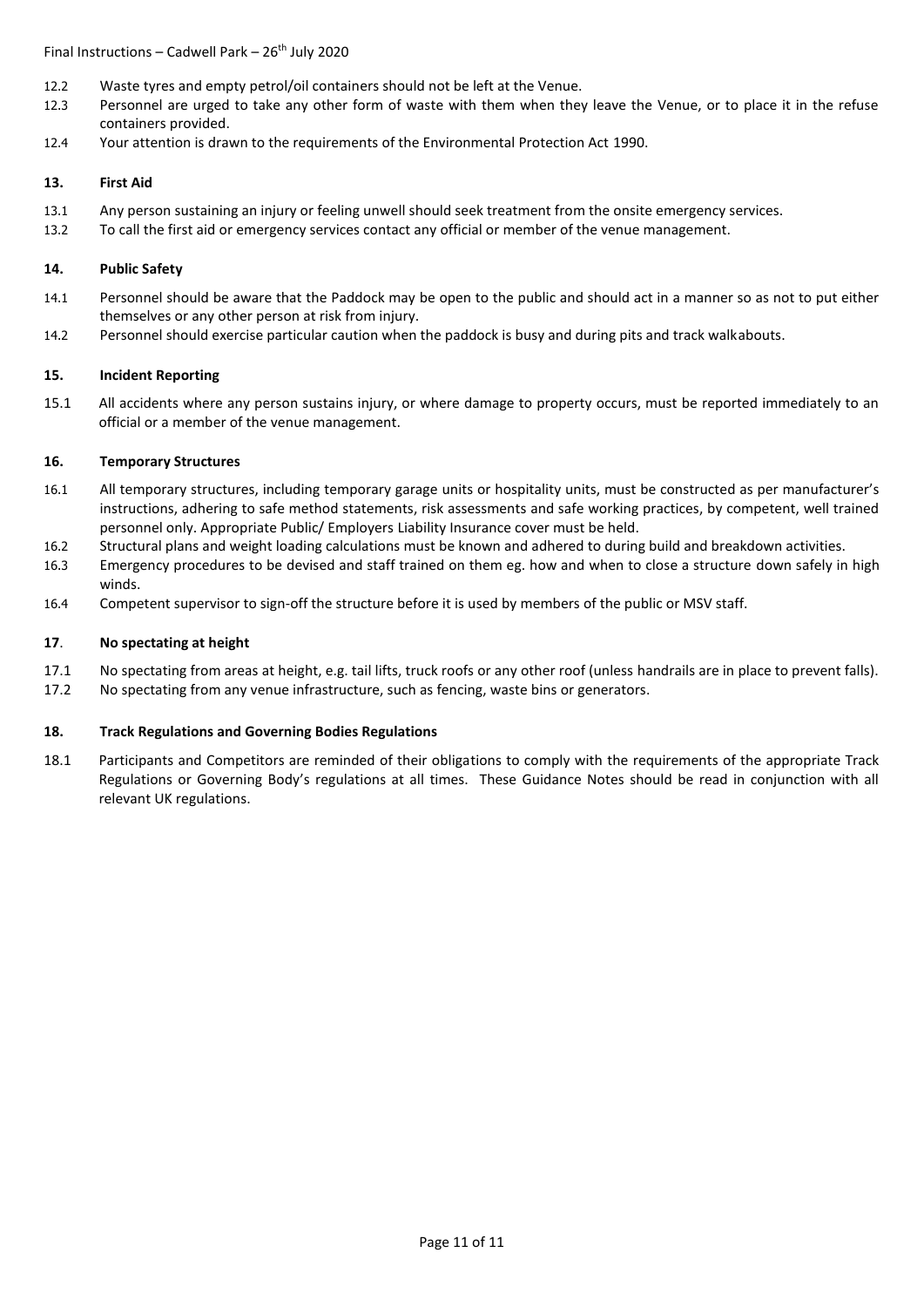12.2 Waste tyres and empty petrol/oil containers should not be left at the Venue.

12.3 Personnel are urged to take any other form of waste with them when they leave the Venue, or to place it in the refuse containers provided.

12.4 Your attention is drawn to the requirements of the Environmental Protection Act 1990.

## 13. First Aid

13.1 Any person sustaining an injury or feeling unwell should seek treatment from the onsite emergency services.

13.2 To call the first aid or emergency services contact any official or member of the venue management.

## 14. Public Safety

14.1 Personnel should be aware that the Paddock may be open to the public and should act in a manner so as not to put either themselves or any other person at risk from injury.

14.2 Personnel should exercise particular caution when the paddock is busy and during pits and track walkabouts.

## 15. Incident Reporting

15.1 All accidents where any person sustains injury, or where damage to property occurs, must be reported immediately to an official or a member of the venue management.

## 16. Temporary Structures

16.1 All temporary structures, including temporary garage units or hospitality units, must be constructed as per manufacturer's instructions, adhering to safe method statements, risk assessments and safe working practices, by competent, well trained personnel only. Appropriate Public/ Employers Liability Insurance cover must be held.

16.2 Structural plans and weight loading calculations must be known and adhered to during build and breakdown activities.

16.3 Emergency procedures to be devised and staff trained on them eg. how and when to close a structure down safely in high winds.

16.4 Competent supervisor to sign-off the structure before it is used by members of the public or MSV staff.

## 17. No spectating at height

17.1 No spectating from areas at height, e.g. tail lifts, truck roofs or any other roof (unless handrails are in place to prevent falls).

17.2 No spectating from any venue infrastructure, such as fencing, waste bins or generators.

## 18. Track Regulations and Governing Bodies Regulations

18.1 Participants and Competitors are reminded of their obligations to comply with the requirements of the appropriate Track Regulations or Governing Body's regulations at all times. These Guidance Notes should be read in conjunction with all relevant UK regulations.